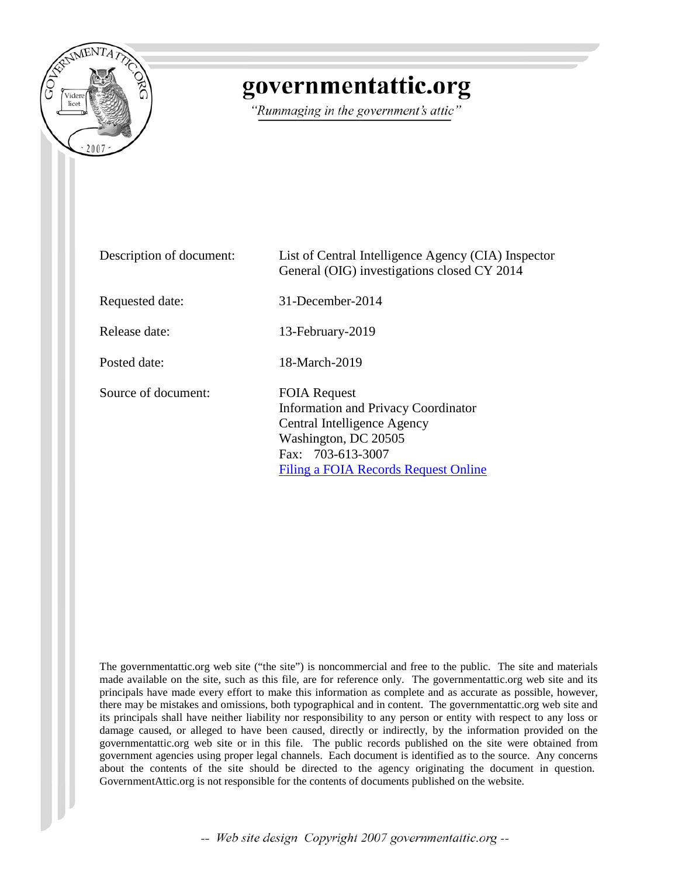# governmentattic.org

*"Rummaging in the government's attic"*

| | |
|---|---|
| Description of document: | List of Central Intelligence Agency (CIA) Inspector General (OIG) investigations closed CY 2014 |
| Requested date: | 31-December-2014 |
| Release date: | 13-February-2019 |
| Posted date: | 18-March-2019 |
| Source of document: | FOIA Request<br>Information and Privacy Coordinator<br>Central Intelligence Agency<br>Washington, DC 20505<br>Fax: 703-613-3007<br>[Filing a FOIA Records Request Online](#) |

The governmentattic.org web site ("the site") is noncommercial and free to the public. The site and materials made available on the site, such as this file, are for reference only. The governmentattic.org web site and its principals have made every effort to make this information as complete and as accurate as possible, however, there may be mistakes and omissions, both typographical and in content. The governmentattic.org web site and its principals shall have neither liability nor responsibility to any person or entity with respect to any loss or damage caused, or alleged to have been caused, directly or indirectly, by the information provided on the governmentattic.org web site or in this file. The public records published on the site were obtained from government agencies using proper legal channels. Each document is identified as to the source. Any concerns about the contents of the site should be directed to the agency originating the document in question. GovernmentAttic.org is not responsible for the contents of documents published on the website.

-- Web site design Copyright 2007 governmentattic.org --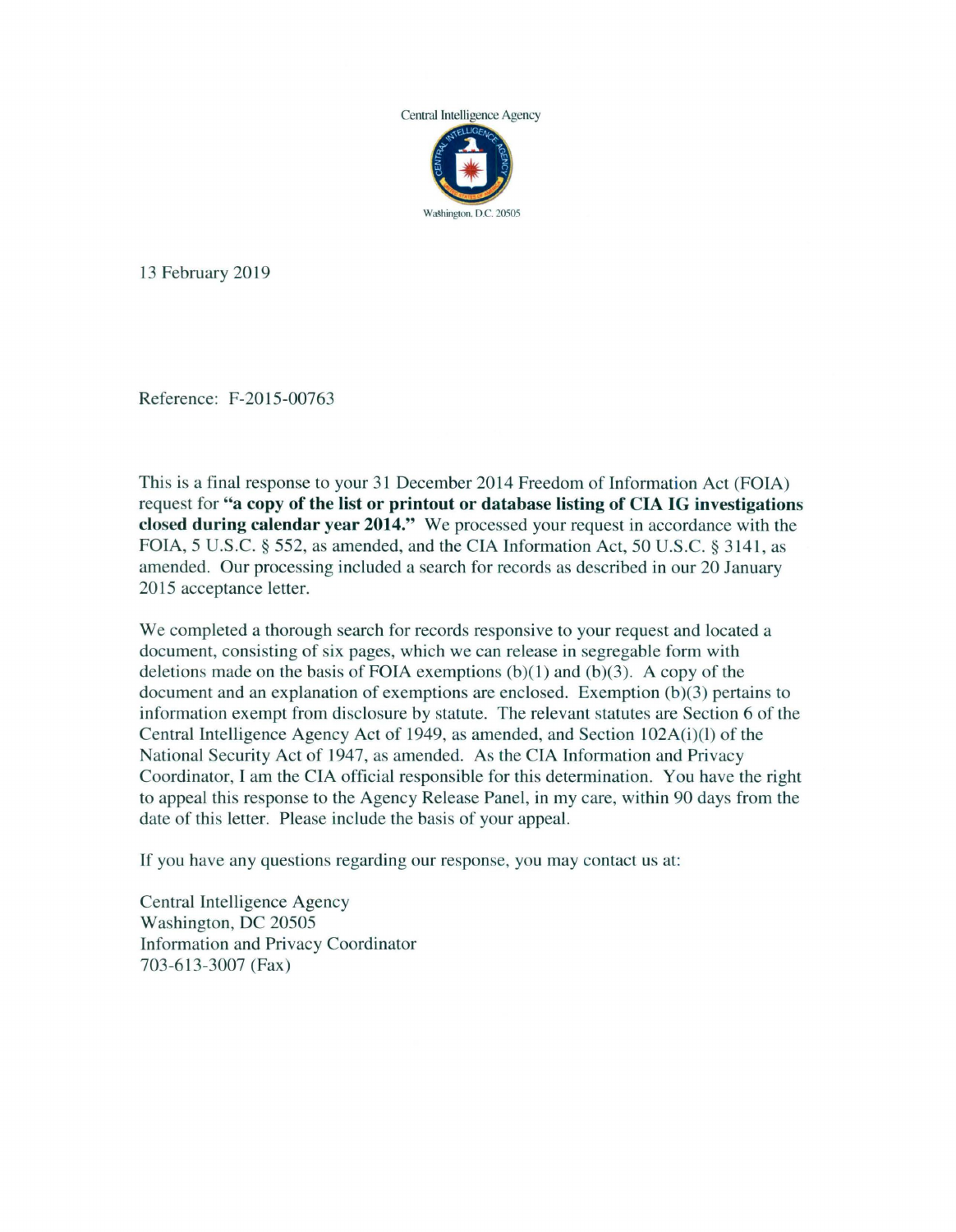Central Intelligence Agency

Washington, D.C. 20505

13 February 2019

Reference: F-2015-00763

This is a final response to your 31 December 2014 Freedom of Information Act (FOIA) request for **"a copy of the list or printout or database listing of CIA IG investigations closed during calendar year 2014."** We processed your request in accordance with the FOIA, 5 U.S.C. § 552, as amended, and the CIA Information Act, 50 U.S.C. § 3141, as amended. Our processing included a search for records as described in our 20 January 2015 acceptance letter.

We completed a thorough search for records responsive to your request and located a document, consisting of six pages, which we can release in segregable form with deletions made on the basis of FOIA exemptions (b)(1) and (b)(3). A copy of the document and an explanation of exemptions are enclosed. Exemption (b)(3) pertains to information exempt from disclosure by statute. The relevant statutes are Section 6 of the Central Intelligence Agency Act of 1949, as amended, and Section 102A(i)(l) of the National Security Act of 1947, as amended. As the CIA Information and Privacy Coordinator, I am the CIA official responsible for this determination. You have the right to appeal this response to the Agency Release Panel, in my care, within 90 days from the date of this letter. Please include the basis of your appeal.

If you have any questions regarding our response, you may contact us at:

Central Intelligence Agency
Washington, DC 20505
Information and Privacy Coordinator
703-613-3007 (Fax)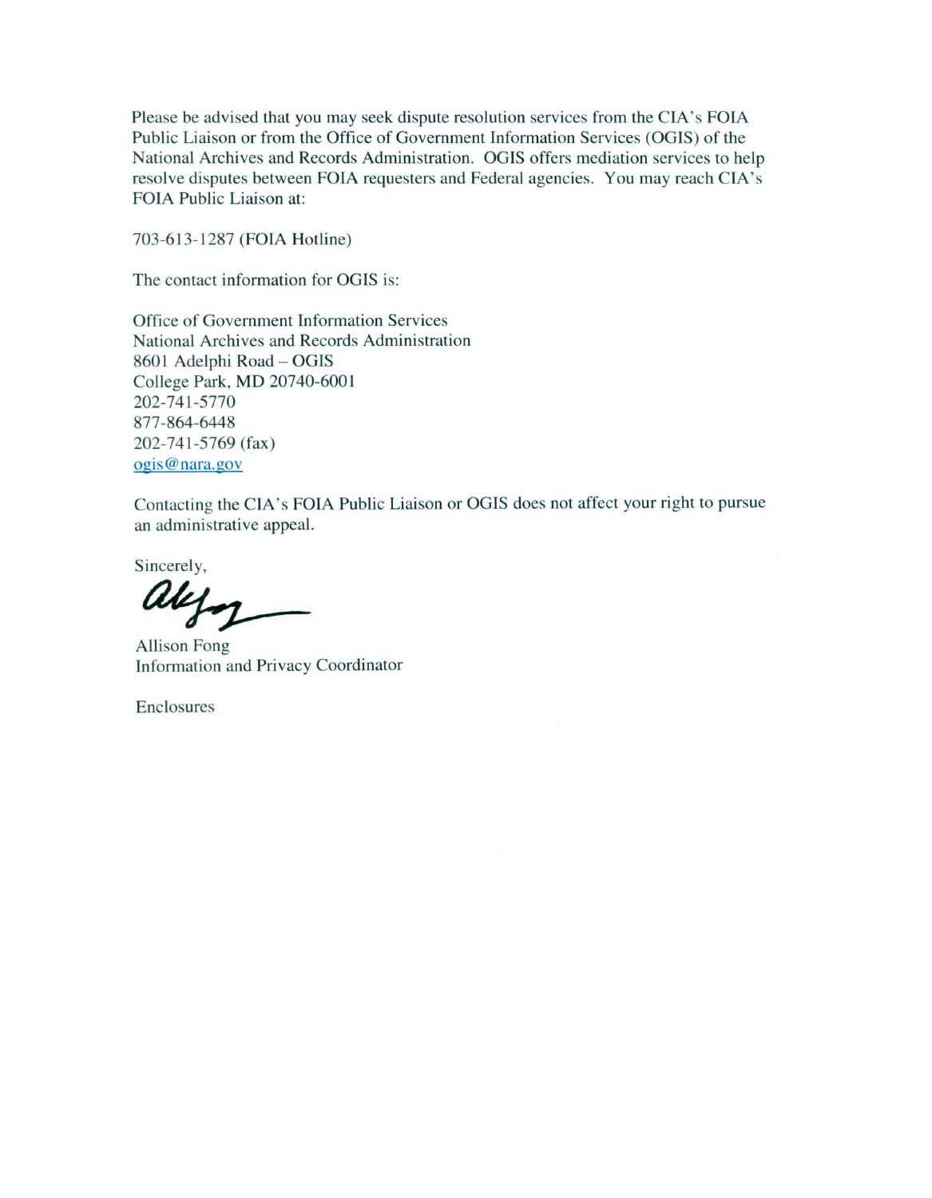Please be advised that you may seek dispute resolution services from the CIA's FOIA Public Liaison or from the Office of Government Information Services (OGIS) of the National Archives and Records Administration. OGIS offers mediation services to help resolve disputes between FOIA requesters and Federal agencies. You may reach CIA's FOIA Public Liaison at:

703-613-1287 (FOIA Hotline)

The contact information for OGIS is:

Office of Government Information Services  
National Archives and Records Administration  
8601 Adelphi Road – OGIS  
College Park, MD 20740-6001  
202-741-5770  
877-864-6448  
202-741-5769 (fax)  
ogis@nara.gov

Contacting the CIA's FOIA Public Liaison or OGIS does not affect your right to pursue an administrative appeal.

Sincerely,

Allison Fong  
Information and Privacy Coordinator

Enclosures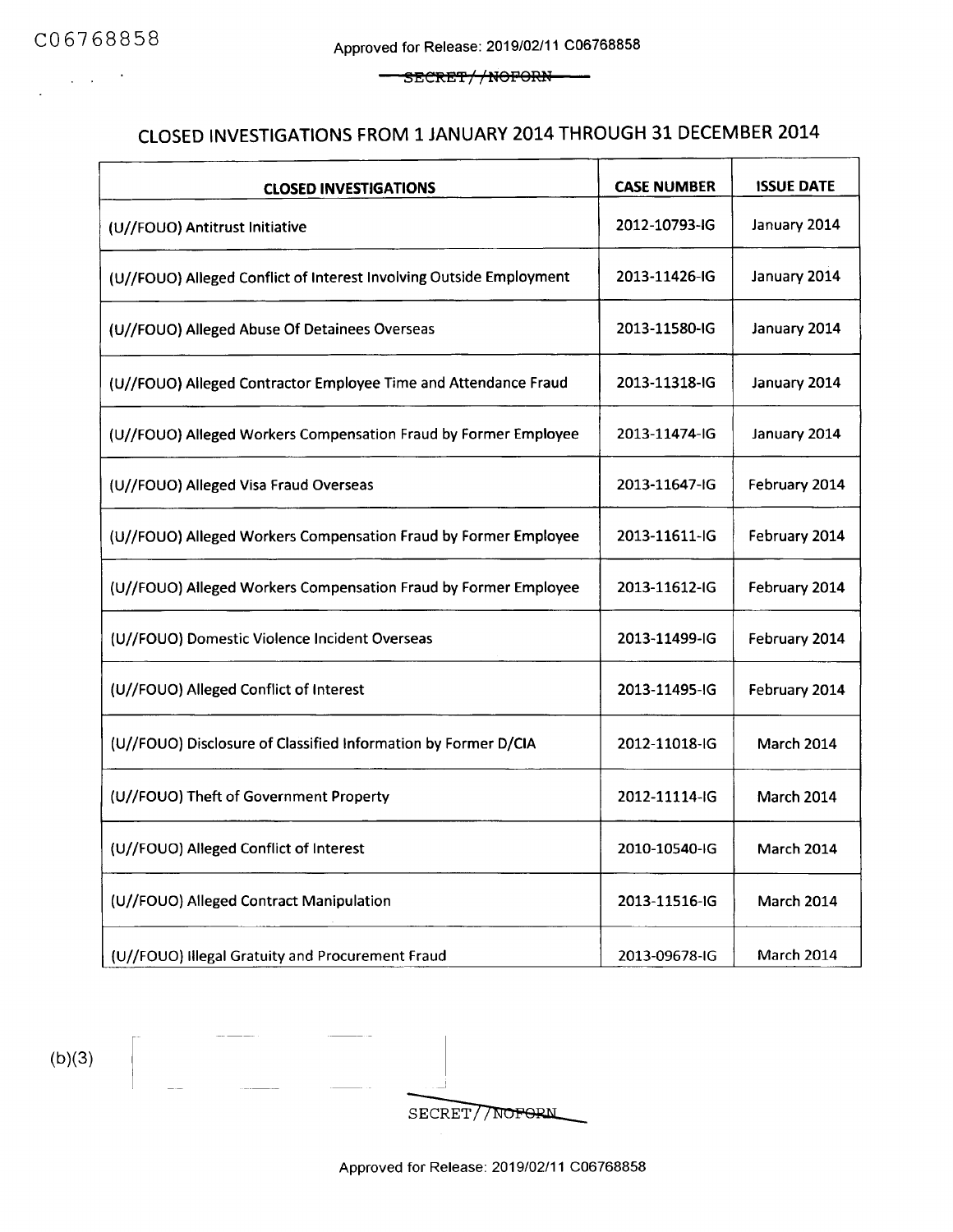SECRET//NOFORN

# CLOSED INVESTIGATIONS FROM 1 JANUARY 2014 THROUGH 31 DECEMBER 2014

| CLOSED INVESTIGATIONS | CASE NUMBER | ISSUE DATE |
|---|---|---|
| (U//FOUO) Antitrust Initiative | 2012-10793-IG | January 2014 |
| (U//FOUO) Alleged Conflict of Interest Involving Outside Employment | 2013-11426-IG | January 2014 |
| (U//FOUO) Alleged Abuse Of Detainees Overseas | 2013-11580-IG | January 2014 |
| (U//FOUO) Alleged Contractor Employee Time and Attendance Fraud | 2013-11318-IG | January 2014 |
| (U//FOUO) Alleged Workers Compensation Fraud by Former Employee | 2013-11474-IG | January 2014 |
| (U//FOUO) Alleged Visa Fraud Overseas | 2013-11647-IG | February 2014 |
| (U//FOUO) Alleged Workers Compensation Fraud by Former Employee | 2013-11611-IG | February 2014 |
| (U//FOUO) Alleged Workers Compensation Fraud by Former Employee | 2013-11612-IG | February 2014 |
| (U//FOUO) Domestic Violence Incident Overseas | 2013-11499-IG | February 2014 |
| (U//FOUO) Alleged Conflict of Interest | 2013-11495-IG | February 2014 |
| (U//FOUO) Disclosure of Classified Information by Former D/CIA | 2012-11018-IG | March 2014 |
| (U//FOUO) Theft of Government Property | 2012-11114-IG | March 2014 |
| (U//FOUO) Alleged Conflict of Interest | 2010-10540-IG | March 2014 |
| (U//FOUO) Alleged Contract Manipulation | 2013-11516-IG | March 2014 |
| (U//FOUO) Illegal Gratuity and Procurement Fraud | 2013-09678-IG | March 2014 |

(b)(3)

SECRET//NOFORN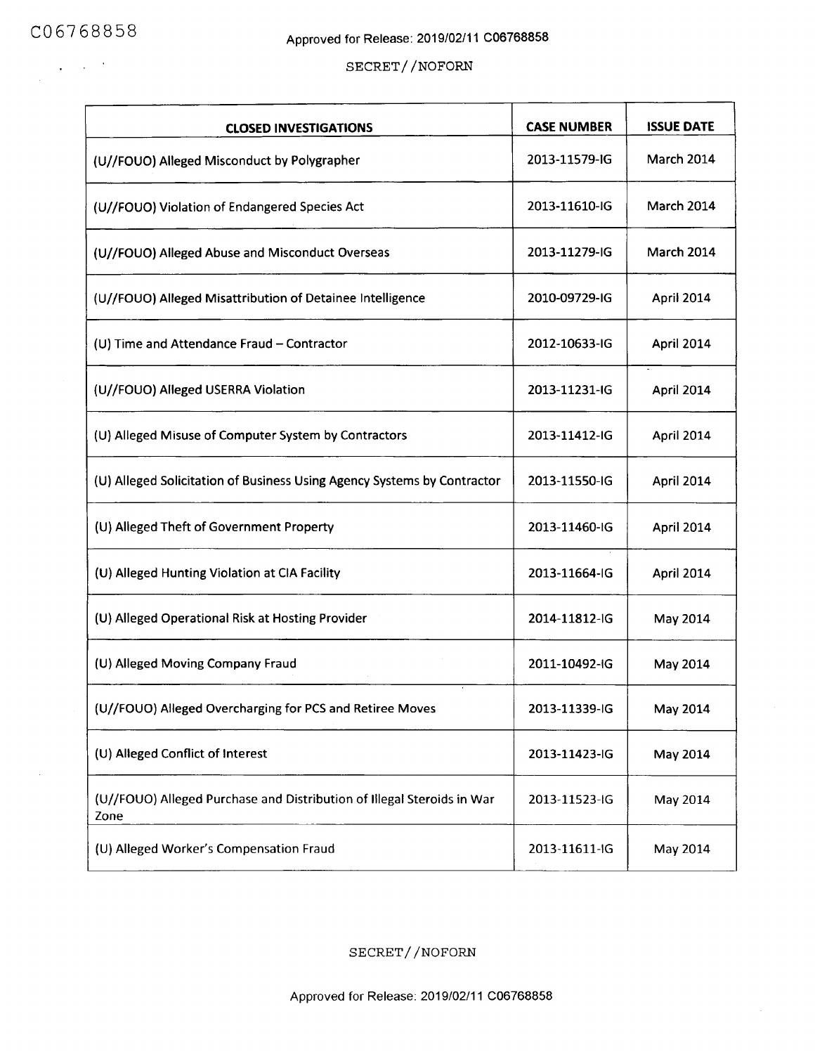| CLOSED INVESTIGATIONS | CASE NUMBER | ISSUE DATE |
|---|---|---|
| (U//FOUO) Alleged Misconduct by Polygrapher | 2013-11579-IG | March 2014 |
| (U//FOUO) Violation of Endangered Species Act | 2013-11610-IG | March 2014 |
| (U//FOUO) Alleged Abuse and Misconduct Overseas | 2013-11279-IG | March 2014 |
| (U//FOUO) Alleged Misattribution of Detainee Intelligence | 2010-09729-IG | April 2014 |
| (U) Time and Attendance Fraud – Contractor | 2012-10633-IG | April 2014 |
| (U//FOUO) Alleged USERRA Violation | 2013-11231-IG | April 2014 |
| (U) Alleged Misuse of Computer System by Contractors | 2013-11412-IG | April 2014 |
| (U) Alleged Solicitation of Business Using Agency Systems by Contractor | 2013-11550-IG | April 2014 |
| (U) Alleged Theft of Government Property | 2013-11460-IG | April 2014 |
| (U) Alleged Hunting Violation at CIA Facility | 2013-11664-IG | April 2014 |
| (U) Alleged Operational Risk at Hosting Provider | 2014-11812-IG | May 2014 |
| (U) Alleged Moving Company Fraud | 2011-10492-IG | May 2014 |
| (U//FOUO) Alleged Overcharging for PCS and Retiree Moves | 2013-11339-IG | May 2014 |
| (U) Alleged Conflict of Interest | 2013-11423-IG | May 2014 |
| (U//FOUO) Alleged Purchase and Distribution of Illegal Steroids in War Zone | 2013-11523-IG | May 2014 |
| (U) Alleged Worker's Compensation Fraud | 2013-11611-IG | May 2014 |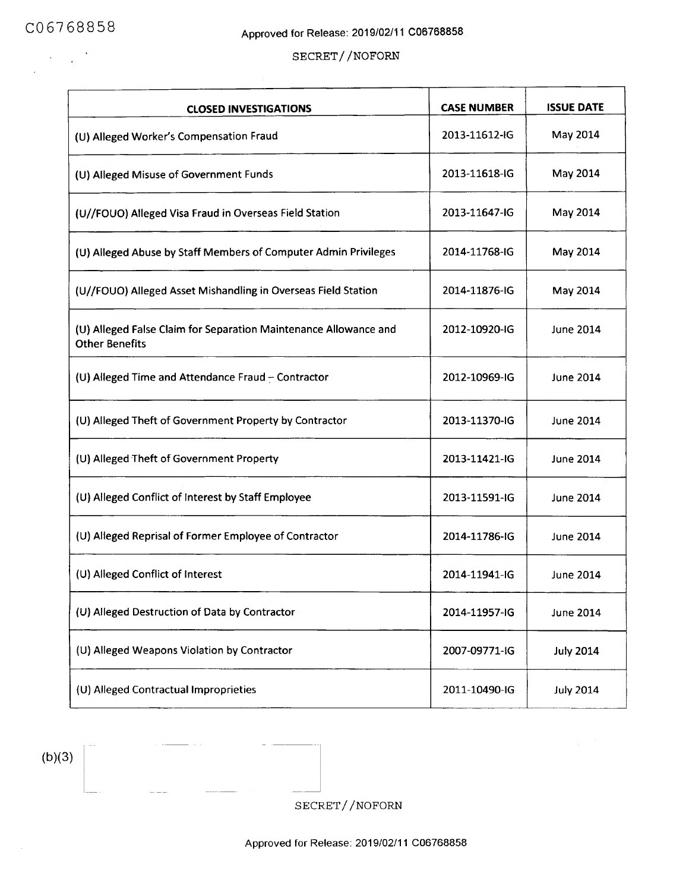| CLOSED INVESTIGATIONS | CASE NUMBER | ISSUE DATE |
|---|---|---|
| (U) Alleged Worker's Compensation Fraud | 2013-11612-IG | May 2014 |
| (U) Alleged Misuse of Government Funds | 2013-11618-IG | May 2014 |
| (U//FOUO) Alleged Visa Fraud in Overseas Field Station | 2013-11647-IG | May 2014 |
| (U) Alleged Abuse by Staff Members of Computer Admin Privileges | 2014-11768-IG | May 2014 |
| (U//FOUO) Alleged Asset Mishandling in Overseas Field Station | 2014-11876-IG | May 2014 |
| (U) Alleged False Claim for Separation Maintenance Allowance and Other Benefits | 2012-10920-IG | June 2014 |
| (U) Alleged Time and Attendance Fraud – Contractor | 2012-10969-IG | June 2014 |
| (U) Alleged Theft of Government Property by Contractor | 2013-11370-IG | June 2014 |
| (U) Alleged Theft of Government Property | 2013-11421-IG | June 2014 |
| (U) Alleged Conflict of Interest by Staff Employee | 2013-11591-IG | June 2014 |
| (U) Alleged Reprisal of Former Employee of Contractor | 2014-11786-IG | June 2014 |
| (U) Alleged Conflict of Interest | 2014-11941-IG | June 2014 |
| (U) Alleged Destruction of Data by Contractor | 2014-11957-IG | June 2014 |
| (U) Alleged Weapons Violation by Contractor | 2007-09771-IG | July 2014 |
| (U) Alleged Contractual Improprieties | 2011-10490-IG | July 2014 |

(b)(3)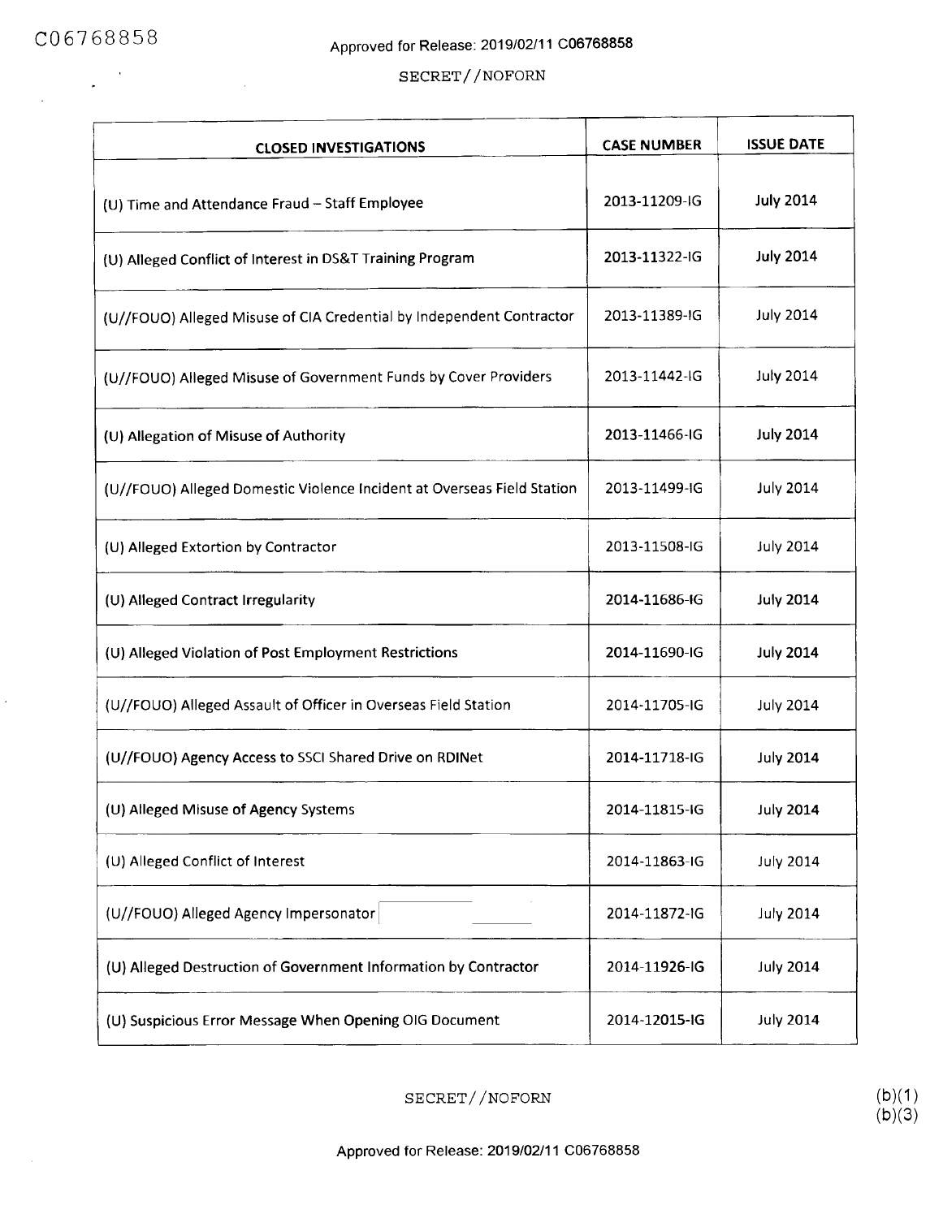SECRET//NOFORN

| CLOSED INVESTIGATIONS | CASE NUMBER | ISSUE DATE |
|---|---|---|
| (U) Time and Attendance Fraud – Staff Employee | 2013-11209-IG | July 2014 |
| (U) Alleged Conflict of Interest in DS&T Training Program | 2013-11322-IG | July 2014 |
| (U//FOUO) Alleged Misuse of CIA Credential by Independent Contractor | 2013-11389-IG | July 2014 |
| (U//FOUO) Alleged Misuse of Government Funds by Cover Providers | 2013-11442-IG | July 2014 |
| (U) Allegation of Misuse of Authority | 2013-11466-IG | July 2014 |
| (U//FOUO) Alleged Domestic Violence Incident at Overseas Field Station | 2013-11499-IG | July 2014 |
| (U) Alleged Extortion by Contractor | 2013-11508-IG | July 2014 |
| (U) Alleged Contract Irregularity | 2014-11686-IG | July 2014 |
| (U) Alleged Violation of Post Employment Restrictions | 2014-11690-IG | July 2014 |
| (U//FOUO) Alleged Assault of Officer in Overseas Field Station | 2014-11705-IG | July 2014 |
| (U//FOUO) Agency Access to SSCI Shared Drive on RDINet | 2014-11718-IG | July 2014 |
| (U) Alleged Misuse of Agency Systems | 2014-11815-IG | July 2014 |
| (U) Alleged Conflict of Interest | 2014-11863-IG | July 2014 |
| (U//FOUO) Alleged Agency Impersonator | 2014-11872-IG | July 2014 |
| (U) Alleged Destruction of Government Information by Contractor | 2014-11926-IG | July 2014 |
| (U) Suspicious Error Message When Opening OIG Document | 2014-12015-IG | July 2014 |

SECRET//NOFORN

(b)(1)
(b)(3)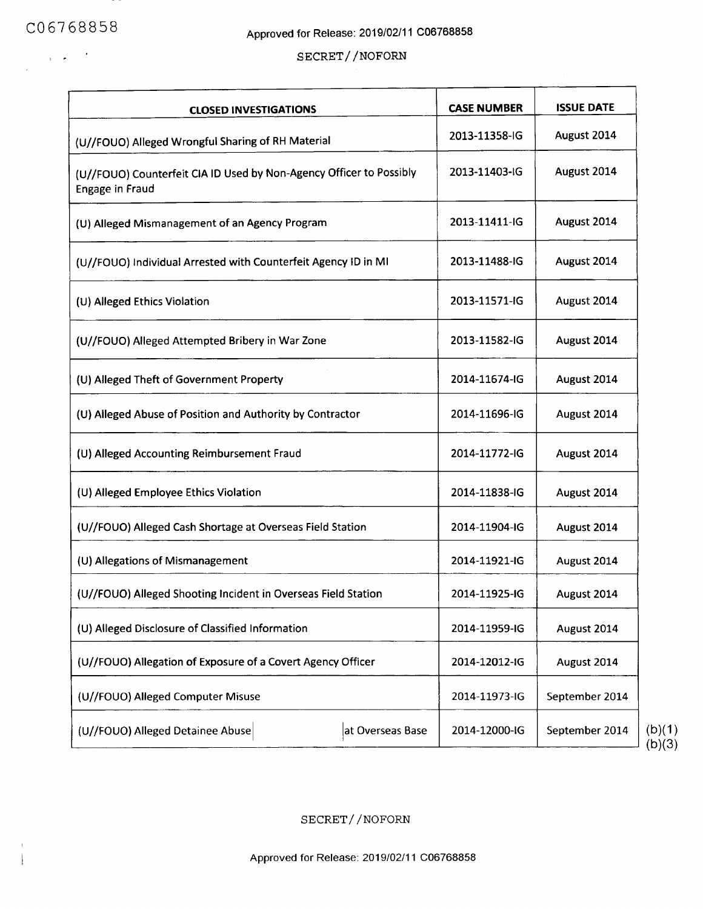SECRET//NOFORN

| CLOSED INVESTIGATIONS | CASE NUMBER | ISSUE DATE |
|---|---|---|
| (U//FOUO) Alleged Wrongful Sharing of RH Material | 2013-11358-IG | August 2014 |
| (U//FOUO) Counterfeit CIA ID Used by Non-Agency Officer to Possibly Engage in Fraud | 2013-11403-IG | August 2014 |
| (U) Alleged Mismanagement of an Agency Program | 2013-11411-IG | August 2014 |
| (U//FOUO) Individual Arrested with Counterfeit Agency ID in MI | 2013-11488-IG | August 2014 |
| (U) Alleged Ethics Violation | 2013-11571-IG | August 2014 |
| (U//FOUO) Alleged Attempted Bribery in War Zone | 2013-11582-IG | August 2014 |
| (U) Alleged Theft of Government Property | 2014-11674-IG | August 2014 |
| (U) Alleged Abuse of Position and Authority by Contractor | 2014-11696-IG | August 2014 |
| (U) Alleged Accounting Reimbursement Fraud | 2014-11772-IG | August 2014 |
| (U) Alleged Employee Ethics Violation | 2014-11838-IG | August 2014 |
| (U//FOUO) Alleged Cash Shortage at Overseas Field Station | 2014-11904-IG | August 2014 |
| (U) Allegations of Mismanagement | 2014-11921-IG | August 2014 |
| (U//FOUO) Alleged Shooting Incident in Overseas Field Station | 2014-11925-IG | August 2014 |
| (U) Alleged Disclosure of Classified Information | 2014-11959-IG | August 2014 |
| (U//FOUO) Allegation of Exposure of a Covert Agency Officer | 2014-12012-IG | August 2014 |
| (U//FOUO) Alleged Computer Misuse | 2014-11973-IG | September 2014 |
| (U//FOUO) Alleged Detainee Abuse [redacted] at Overseas Base | 2014-12000-IG | September 2014 |

(b)(1)
(b)(3)

SECRET//NOFORN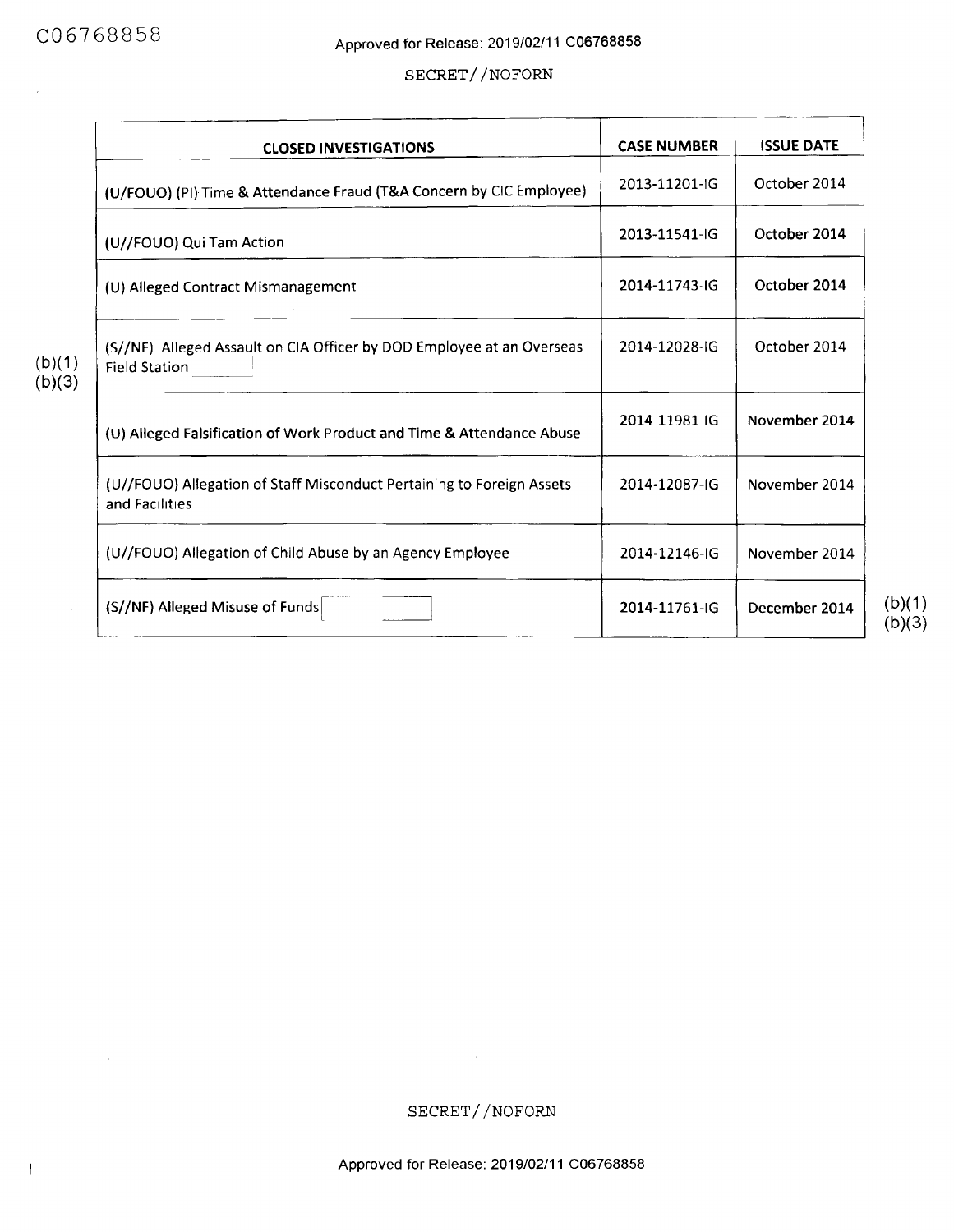| CLOSED INVESTIGATIONS | CASE NUMBER | ISSUE DATE |
|---|---|---|
| (U/FOUO) (PI) Time & Attendance Fraud (T&A Concern by CIC Employee) | 2013-11201-IG | October 2014 |
| (U//FOUO) Qui Tam Action | 2013-11541-IG | October 2014 |
| (U) Alleged Contract Mismanagement | 2014-11743-IG | October 2014 |
| (S//NF) Alleged Assault on CIA Officer by DOD Employee at an Overseas Field Station | 2014-12028-IG | October 2014 |
| (U) Alleged Falsification of Work Product and Time & Attendance Abuse | 2014-11981-IG | November 2014 |
| (U//FOUO) Allegation of Staff Misconduct Pertaining to Foreign Assets and Facilities | 2014-12087-IG | November 2014 |
| (U//FOUO) Allegation of Child Abuse by an Agency Employee | 2014-12146-IG | November 2014 |
| (S//NF) Alleged Misuse of Funds | 2014-11761-IG | December 2014 |

(b)(1)
(b)(3)